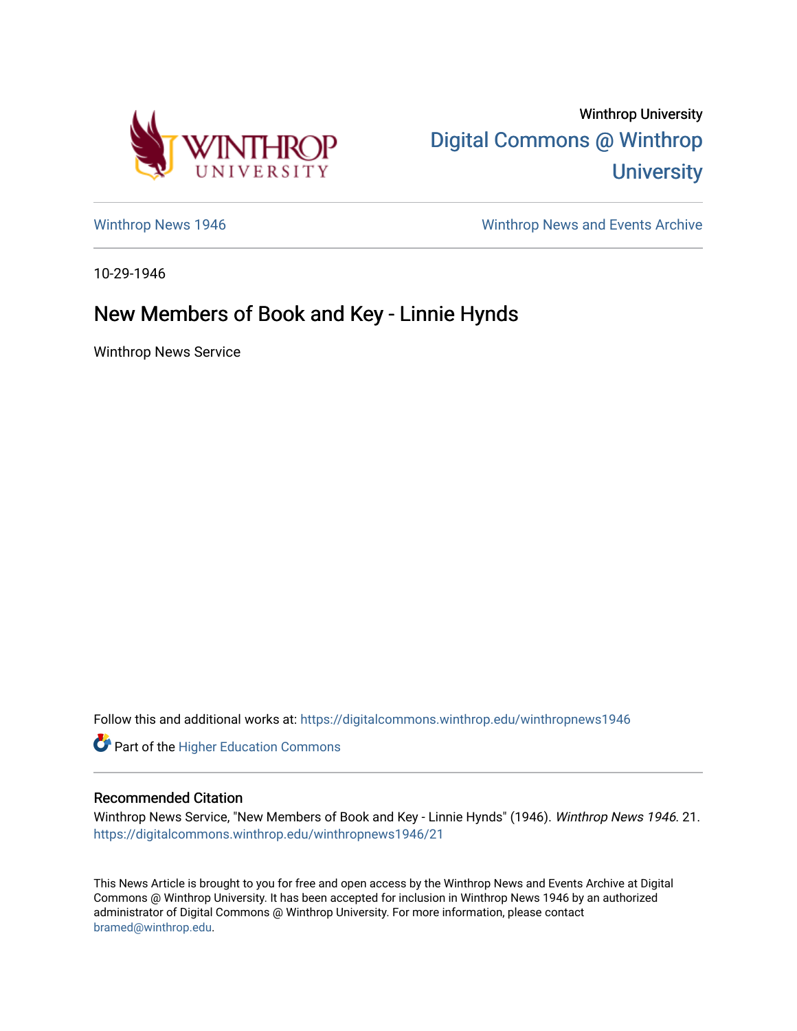Winthrop University

Digital Commons @ Winthrop University

Winthrop News 1946

Winthrop News and Events Archive

10-29-1946

# New Members of Book and Key - Linnie Hynds

Winthrop News Service

Follow this and additional works at: https://digitalcommons.winthrop.edu/winthropnews1946

Part of the Higher Education Commons

## Recommended Citation

Winthrop News Service, "New Members of Book and Key - Linnie Hynds" (1946). *Winthrop News 1946*. 21. https://digitalcommons.winthrop.edu/winthropnews1946/21

This News Article is brought to you for free and open access by the Winthrop News and Events Archive at Digital Commons @ Winthrop University. It has been accepted for inclusion in Winthrop News 1946 by an authorized administrator of Digital Commons @ Winthrop University. For more information, please contact bramed@winthrop.edu.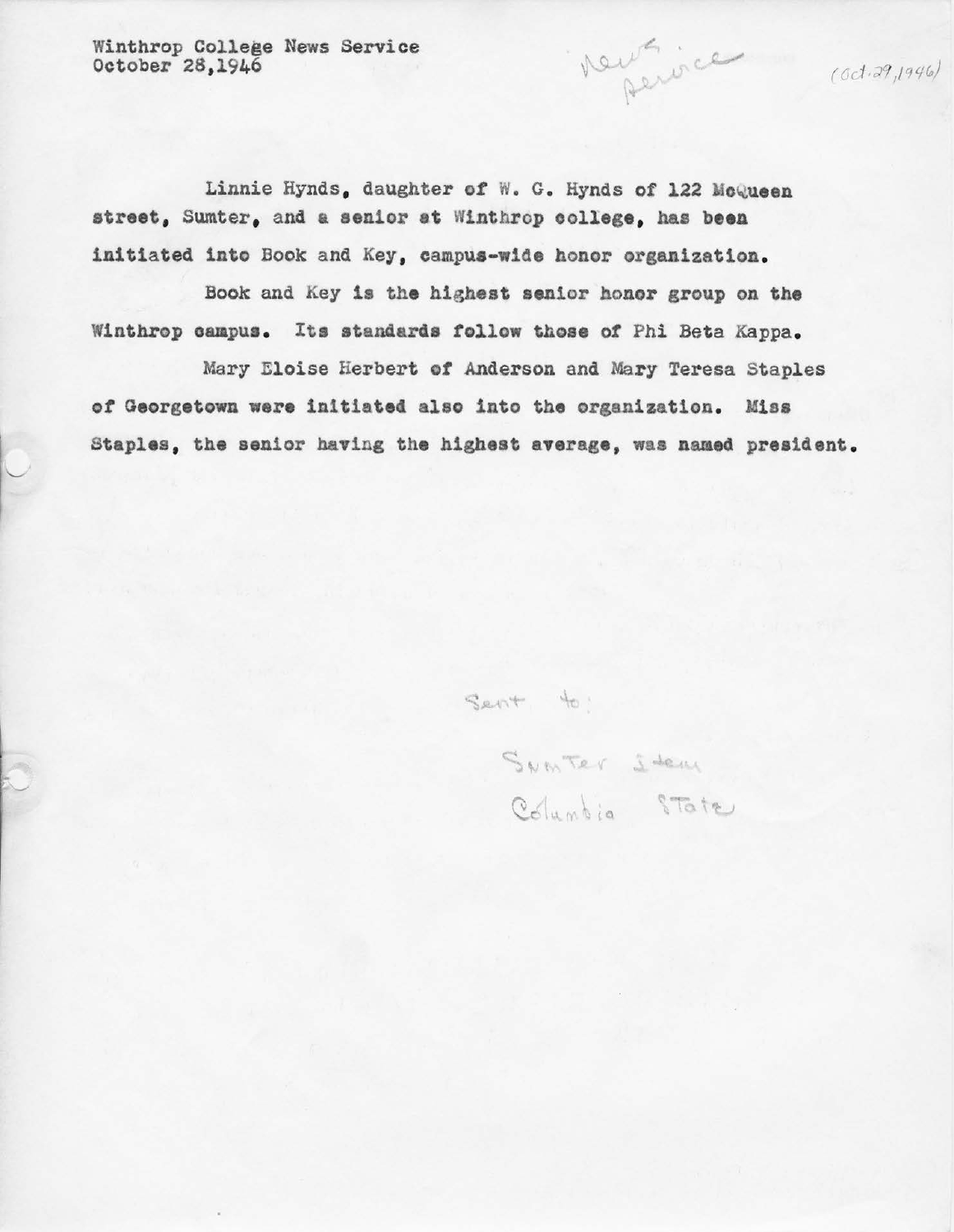Winthrop College News Service
October 28,1946

News Service

(Oct.29,1946)

Linnie Hynds, daughter of W. G. Hynds of 122 McQueen street, Sumter, and a senior at Winthrop college, has been initiated into Book and Key, campus-wide honor organization.

Book and Key is the highest senior honor group on the Winthrop campus. Its standards follow those of Phi Beta Kappa.

Mary Eloise Herbert of Anderson and Mary Teresa Staples of Georgetown were initiated also into the organization. Miss Staples, the senior having the highest average, was named president.

Sent to:

Sumter Item
Columbia State